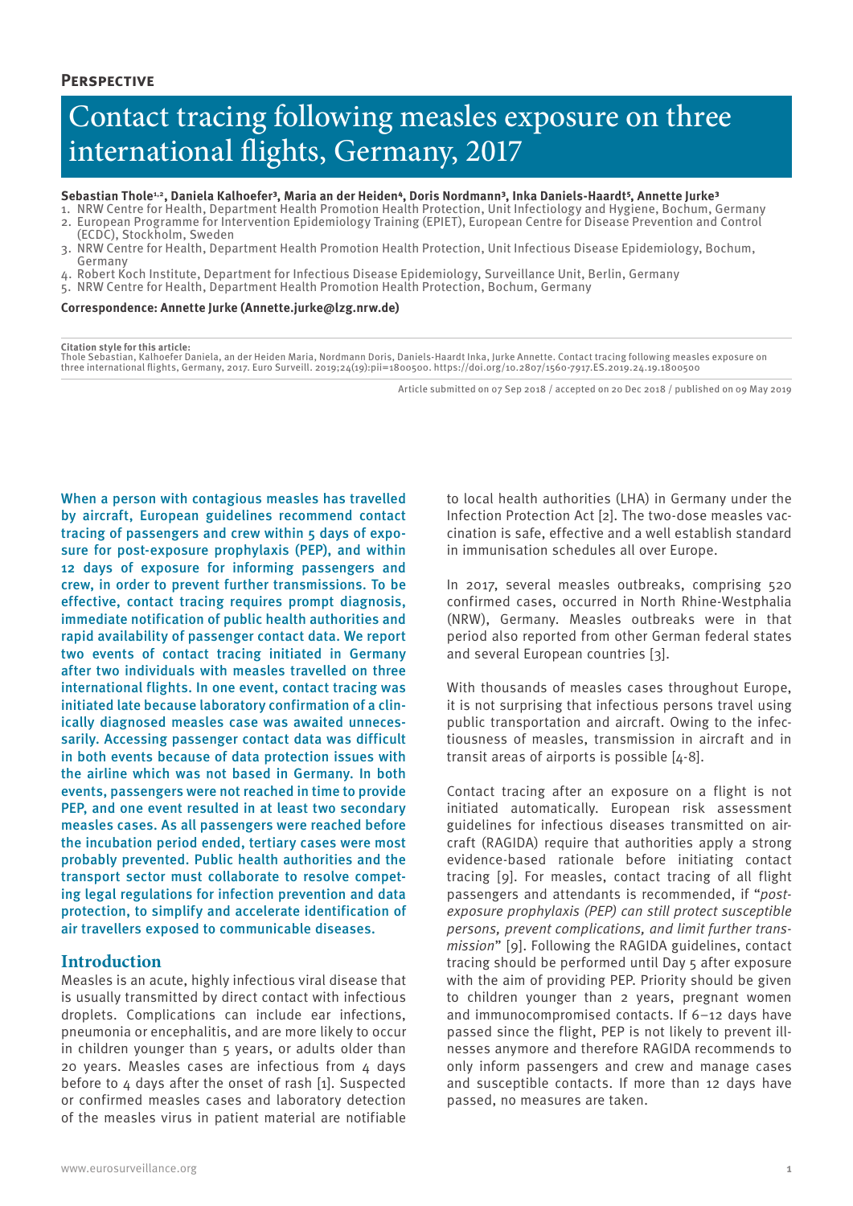**Perspective**

# Contact tracing following measles exposure on three international flights, Germany, 2017

**Sebastian Thole[1,2], Daniela Kalhoefer[3], Maria an der Heiden[4], Doris Nordmann[3], Inka Daniels-Haardt[5], Annette Jurke[3]**

1. NRW Centre for Health, Department Health Promotion Health Protection, Unit Infectiology and Hygiene, Bochum, Germany
2. European Programme for Intervention Epidemiology Training (EPIET), European Centre for Disease Prevention and Control (ECDC), Stockholm, Sweden
3. NRW Centre for Health, Department Health Promotion Health Protection, Unit Infectious Disease Epidemiology, Bochum, Germany
4. Robert Koch Institute, Department for Infectious Disease Epidemiology, Surveillance Unit, Berlin, Germany
5. NRW Centre for Health, Department Health Promotion Health Protection, Bochum, Germany

**Correspondence: Annette Jurke (Annette.jurke@lzg.nrw.de)**

**Citation style for this article:**
Thole Sebastian, Kalhoefer Daniela, an der Heiden Maria, Nordmann Doris, Daniels-Haardt Inka, Jurke Annette. Contact tracing following measles exposure on three international flights, Germany, 2017. Euro Surveill. 2019;24(19):pii=1800500. https://doi.org/10.2807/1560-7917.ES.2019.24.19.1800500

Article submitted on 07 Sep 2018 / accepted on 20 Dec 2018 / published on 09 May 2019

When a person with contagious measles has travelled by aircraft, European guidelines recommend contact tracing of passengers and crew within 5 days of exposure for post-exposure prophylaxis (PEP), and within 12 days of exposure for informing passengers and crew, in order to prevent further transmissions. To be effective, contact tracing requires prompt diagnosis, immediate notification of public health authorities and rapid availability of passenger contact data. We report two events of contact tracing initiated in Germany after two individuals with measles travelled on three international flights. In one event, contact tracing was initiated late because laboratory confirmation of a clinically diagnosed measles case was awaited unnecessarily. Accessing passenger contact data was difficult in both events because of data protection issues with the airline which was not based in Germany. In both events, passengers were not reached in time to provide PEP, and one event resulted in at least two secondary measles cases. As all passengers were reached before the incubation period ended, tertiary cases were most probably prevented. Public health authorities and the transport sector must collaborate to resolve competing legal regulations for infection prevention and data protection, to simplify and accelerate identification of air travellers exposed to communicable diseases.

## Introduction

Measles is an acute, highly infectious viral disease that is usually transmitted by direct contact with infectious droplets. Complications can include ear infections, pneumonia or encephalitis, and are more likely to occur in children younger than 5 years, or adults older than 20 years. Measles cases are infectious from 4 days before to 4 days after the onset of rash [1]. Suspected or confirmed measles cases and laboratory detection of the measles virus in patient material are notifiable to local health authorities (LHA) in Germany under the Infection Protection Act [2]. The two-dose measles vaccination is safe, effective and a well establish standard in immunisation schedules all over Europe.

In 2017, several measles outbreaks, comprising 520 confirmed cases, occurred in North Rhine-Westphalia (NRW), Germany. Measles outbreaks were in that period also reported from other German federal states and several European countries [3].

With thousands of measles cases throughout Europe, it is not surprising that infectious persons travel using public transportation and aircraft. Owing to the infectiousness of measles, transmission in aircraft and in transit areas of airports is possible [4-8].

Contact tracing after an exposure on a flight is not initiated automatically. European risk assessment guidelines for infectious diseases transmitted on aircraft (RAGIDA) require that authorities apply a strong evidence-based rationale before initiating contact tracing [9]. For measles, contact tracing of all flight passengers and attendants is recommended, if "*post-exposure prophylaxis (PEP) can still protect susceptible persons, prevent complications, and limit further transmission*" [9]. Following the RAGIDA guidelines, contact tracing should be performed until Day 5 after exposure with the aim of providing PEP. Priority should be given to children younger than 2 years, pregnant women and immunocompromised contacts. If 6–12 days have passed since the flight, PEP is not likely to prevent illnesses anymore and therefore RAGIDA recommends to only inform passengers and crew and manage cases and susceptible contacts. If more than 12 days have passed, no measures are taken.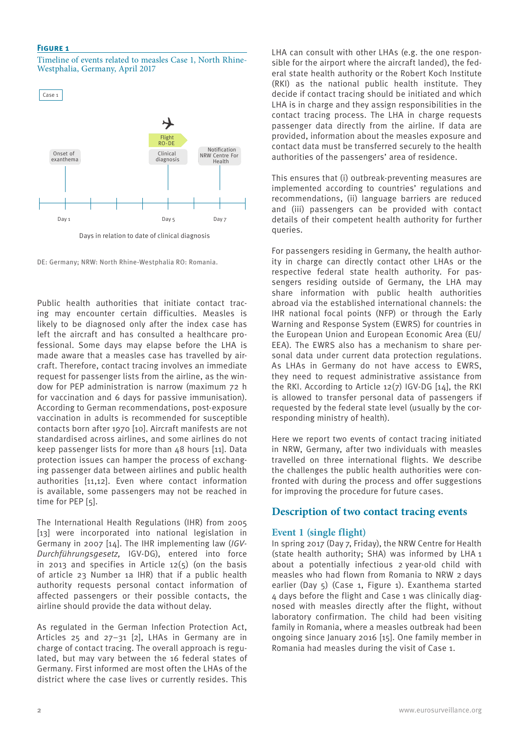**Figure 1**

Timeline of events related to measles Case 1, North Rhine-Westphalia, Germany, April 2017

Case 1

Onset of exanthema — Day 1

Flight RO-DE / Clinical diagnosis — Day 5

Notification NRW Centre For Health — Day 7

Days in relation to date of clinical diagnosis

DE: Germany; NRW: North Rhine-Westphalia RO: Romania.

Public health authorities that initiate contact tracing may encounter certain difficulties. Measles is likely to be diagnosed only after the index case has left the aircraft and has consulted a healthcare professional. Some days may elapse before the LHA is made aware that a measles case has travelled by aircraft. Therefore, contact tracing involves an immediate request for passenger lists from the airline, as the window for PEP administration is narrow (maximum 72 h for vaccination and 6 days for passive immunisation). According to German recommendations, post-exposure vaccination in adults is recommended for susceptible contacts born after 1970 [10]. Aircraft manifests are not standardised across airlines, and some airlines do not keep passenger lists for more than 48 hours [11]. Data protection issues can hamper the process of exchanging passenger data between airlines and public health authorities [11,12]. Even where contact information is available, some passengers may not be reached in time for PEP [5].

The International Health Regulations (IHR) from 2005 [13] were incorporated into national legislation in Germany in 2007 [14]. The IHR implementing law (*IGV-Durchführungsgesetz,* IGV-DG), entered into force in 2013 and specifies in Article 12(5) (on the basis of article 23 Number 1a IHR) that if a public health authority requests personal contact information of affected passengers or their possible contacts, the airline should provide the data without delay.

As regulated in the German Infection Protection Act, Articles 25 and 27–31 [2], LHAs in Germany are in charge of contact tracing. The overall approach is regulated, but may vary between the 16 federal states of Germany. First informed are most often the LHAs of the district where the case lives or currently resides. This LHA can consult with other LHAs (e.g. the one responsible for the airport where the aircraft landed), the federal state health authority or the Robert Koch Institute (RKI) as the national public health institute. They decide if contact tracing should be initiated and which LHA is in charge and they assign responsibilities in the contact tracing process. The LHA in charge requests passenger data directly from the airline. If data are provided, information about the measles exposure and contact data must be transferred securely to the health authorities of the passengers' area of residence.

This ensures that (i) outbreak-preventing measures are implemented according to countries' regulations and recommendations, (ii) language barriers are reduced and (iii) passengers can be provided with contact details of their competent health authority for further queries.

For passengers residing in Germany, the health authority in charge can directly contact other LHAs or the respective federal state health authority. For passengers residing outside of Germany, the LHA may share information with public health authorities abroad via the established international channels: the IHR national focal points (NFP) or through the Early Warning and Response System (EWRS) for countries in the European Union and European Economic Area (EU/EEA). The EWRS also has a mechanism to share personal data under current data protection regulations. As LHAs in Germany do not have access to EWRS, they need to request administrative assistance from the RKI. According to Article 12(7) IGV-DG [14], the RKI is allowed to transfer personal data of passengers if requested by the federal state level (usually by the corresponding ministry of health).

Here we report two events of contact tracing initiated in NRW, Germany, after two individuals with measles travelled on three international flights. We describe the challenges the public health authorities were confronted with during the process and offer suggestions for improving the procedure for future cases.

## Description of two contact tracing events

### Event 1 (single flight)

In spring 2017 (Day 7, Friday), the NRW Centre for Health (state health authority; SHA) was informed by LHA 1 about a potentially infectious 2 year-old child with measles who had flown from Romania to NRW 2 days earlier (Day 5) (Case 1, Figure 1). Exanthema started 4 days before the flight and Case 1 was clinically diagnosed with measles directly after the flight, without laboratory confirmation. The child had been visiting family in Romania, where a measles outbreak had been ongoing since January 2016 [15]. One family member in Romania had measles during the visit of Case 1.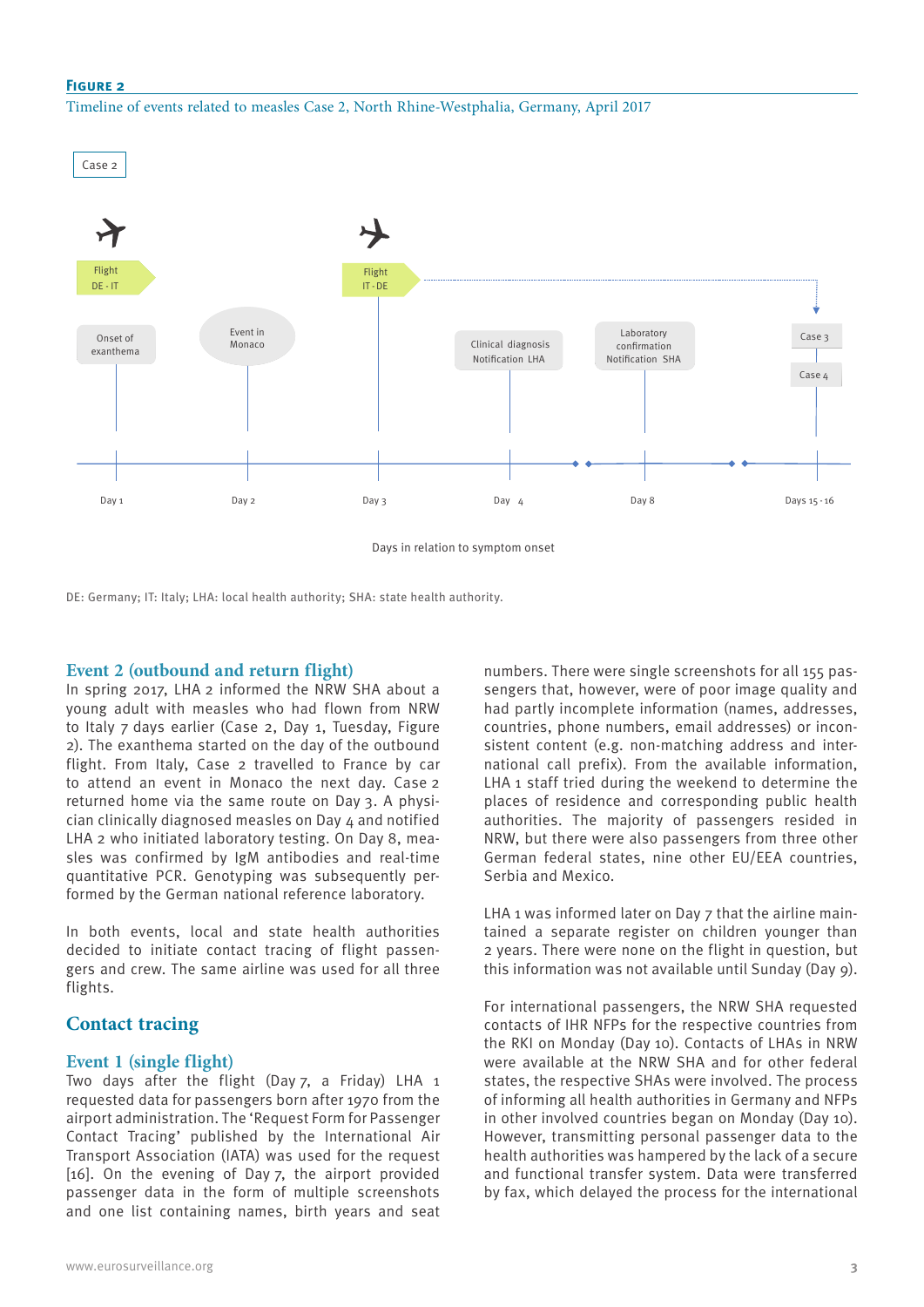**Figure 2**

Timeline of events related to measles Case 2, North Rhine-Westphalia, Germany, April 2017

Case 2

Flight DE - IT

Flight IT - DE

Onset of exanthema

Event in Monaco

Clinical diagnosis Notification LHA

Laboratory confirmation Notification SHA

Case 3

Case 4

Day 1 | Day 2 | Day 3 | Day 4 | Day 8 | Days 15 - 16

Days in relation to symptom onset

DE: Germany; IT: Italy; LHA: local health authority; SHA: state health authority.

### Event 2 (outbound and return flight)

In spring 2017, LHA 2 informed the NRW SHA about a young adult with measles who had flown from NRW to Italy 7 days earlier (Case 2, Day 1, Tuesday, Figure 2). The exanthema started on the day of the outbound flight. From Italy, Case 2 travelled to France by car to attend an event in Monaco the next day. Case 2 returned home via the same route on Day 3. A physician clinically diagnosed measles on Day 4 and notified LHA 2 who initiated laboratory testing. On Day 8, measles was confirmed by IgM antibodies and real-time quantitative PCR. Genotyping was subsequently performed by the German national reference laboratory.

In both events, local and state health authorities decided to initiate contact tracing of flight passengers and crew. The same airline was used for all three flights.

## Contact tracing

### Event 1 (single flight)

Two days after the flight (Day 7, a Friday) LHA 1 requested data for passengers born after 1970 from the airport administration. The 'Request Form for Passenger Contact Tracing' published by the International Air Transport Association (IATA) was used for the request [16]. On the evening of Day 7, the airport provided passenger data in the form of multiple screenshots and one list containing names, birth years and seat numbers. There were single screenshots for all 155 passengers that, however, were of poor image quality and had partly incomplete information (names, addresses, countries, phone numbers, email addresses) or inconsistent content (e.g. non-matching address and international call prefix). From the available information, LHA 1 staff tried during the weekend to determine the places of residence and corresponding public health authorities. The majority of passengers resided in NRW, but there were also passengers from three other German federal states, nine other EU/EEA countries, Serbia and Mexico.

LHA 1 was informed later on Day 7 that the airline maintained a separate register on children younger than 2 years. There were none on the flight in question, but this information was not available until Sunday (Day 9).

For international passengers, the NRW SHA requested contacts of IHR NFPs for the respective countries from the RKI on Monday (Day 10). Contacts of LHAs in NRW were available at the NRW SHA and for other federal states, the respective SHAs were involved. The process of informing all health authorities in Germany and NFPs in other involved countries began on Monday (Day 10). However, transmitting personal passenger data to the health authorities was hampered by the lack of a secure and functional transfer system. Data were transferred by fax, which delayed the process for the international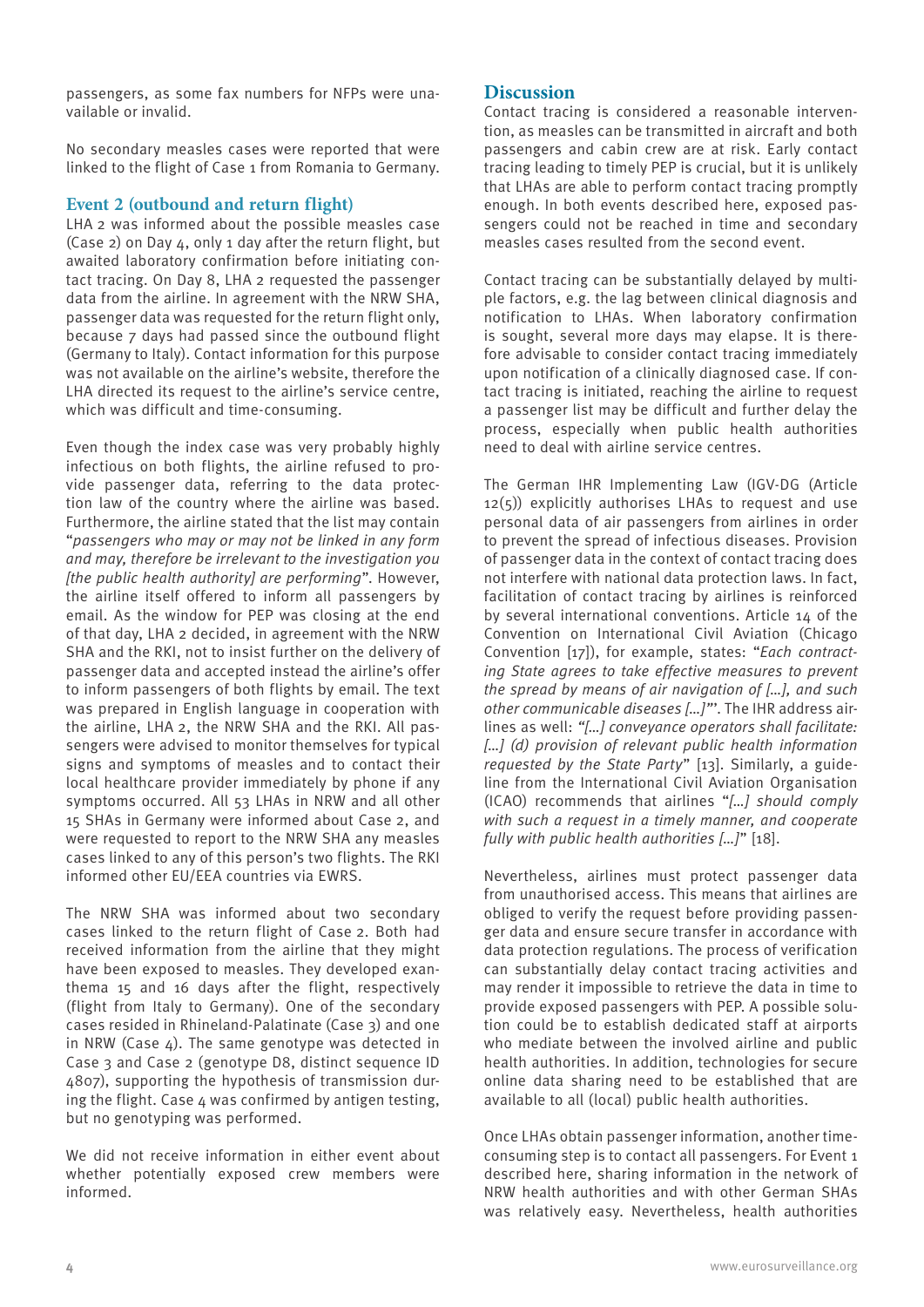passengers, as some fax numbers for NFPs were unavailable or invalid.

No secondary measles cases were reported that were linked to the flight of Case 1 from Romania to Germany.

### Event 2 (outbound and return flight)

LHA 2 was informed about the possible measles case (Case 2) on Day 4, only 1 day after the return flight, but awaited laboratory confirmation before initiating contact tracing. On Day 8, LHA 2 requested the passenger data from the airline. In agreement with the NRW SHA, passenger data was requested for the return flight only, because 7 days had passed since the outbound flight (Germany to Italy). Contact information for this purpose was not available on the airline's website, therefore the LHA directed its request to the airline's service centre, which was difficult and time-consuming.

Even though the index case was very probably highly infectious on both flights, the airline refused to provide passenger data, referring to the data protection law of the country where the airline was based. Furthermore, the airline stated that the list may contain "*passengers who may or may not be linked in any form and may, therefore be irrelevant to the investigation you [the public health authority] are performing*". However, the airline itself offered to inform all passengers by email. As the window for PEP was closing at the end of that day, LHA 2 decided, in agreement with the NRW SHA and the RKI, not to insist further on the delivery of passenger data and accepted instead the airline's offer to inform passengers of both flights by email. The text was prepared in English language in cooperation with the airline, LHA 2, the NRW SHA and the RKI. All passengers were advised to monitor themselves for typical signs and symptoms of measles and to contact their local healthcare provider immediately by phone if any symptoms occurred. All 53 LHAs in NRW and all other 15 SHAs in Germany were informed about Case 2, and were requested to report to the NRW SHA any measles cases linked to any of this person's two flights. The RKI informed other EU/EEA countries via EWRS.

The NRW SHA was informed about two secondary cases linked to the return flight of Case 2. Both had received information from the airline that they might have been exposed to measles. They developed exanthema 15 and 16 days after the flight, respectively (flight from Italy to Germany). One of the secondary cases resided in Rhineland-Palatinate (Case 3) and one in NRW (Case 4). The same genotype was detected in Case 3 and Case 2 (genotype D8, distinct sequence ID 4807), supporting the hypothesis of transmission during the flight. Case 4 was confirmed by antigen testing, but no genotyping was performed.

We did not receive information in either event about whether potentially exposed crew members were informed.

## Discussion

Contact tracing is considered a reasonable intervention, as measles can be transmitted in aircraft and both passengers and cabin crew are at risk. Early contact tracing leading to timely PEP is crucial, but it is unlikely that LHAs are able to perform contact tracing promptly enough. In both events described here, exposed passengers could not be reached in time and secondary measles cases resulted from the second event.

Contact tracing can be substantially delayed by multiple factors, e.g. the lag between clinical diagnosis and notification to LHAs. When laboratory confirmation is sought, several more days may elapse. It is therefore advisable to consider contact tracing immediately upon notification of a clinically diagnosed case. If contact tracing is initiated, reaching the airline to request a passenger list may be difficult and further delay the process, especially when public health authorities need to deal with airline service centres.

The German IHR Implementing Law (IGV-DG (Article 12(5)) explicitly authorises LHAs to request and use personal data of air passengers from airlines in order to prevent the spread of infectious diseases. Provision of passenger data in the context of contact tracing does not interfere with national data protection laws. In fact, facilitation of contact tracing by airlines is reinforced by several international conventions. Article 14 of the Convention on International Civil Aviation (Chicago Convention [17]), for example, states: "*Each contracting State agrees to take effective measures to prevent the spread by means of air navigation of […], and such other communicable diseases […]*"'. The IHR address airlines as well: *"[…] conveyance operators shall facilitate: […] (d) provision of relevant public health information requested by the State Party*" [13]. Similarly, a guideline from the International Civil Aviation Organisation (ICAO) recommends that airlines "*[…] should comply with such a request in a timely manner, and cooperate fully with public health authorities […]*" [18].

Nevertheless, airlines must protect passenger data from unauthorised access. This means that airlines are obliged to verify the request before providing passenger data and ensure secure transfer in accordance with data protection regulations. The process of verification can substantially delay contact tracing activities and may render it impossible to retrieve the data in time to provide exposed passengers with PEP. A possible solution could be to establish dedicated staff at airports who mediate between the involved airline and public health authorities. In addition, technologies for secure online data sharing need to be established that are available to all (local) public health authorities.

Once LHAs obtain passenger information, another time-consuming step is to contact all passengers. For Event 1 described here, sharing information in the network of NRW health authorities and with other German SHAs was relatively easy. Nevertheless, health authorities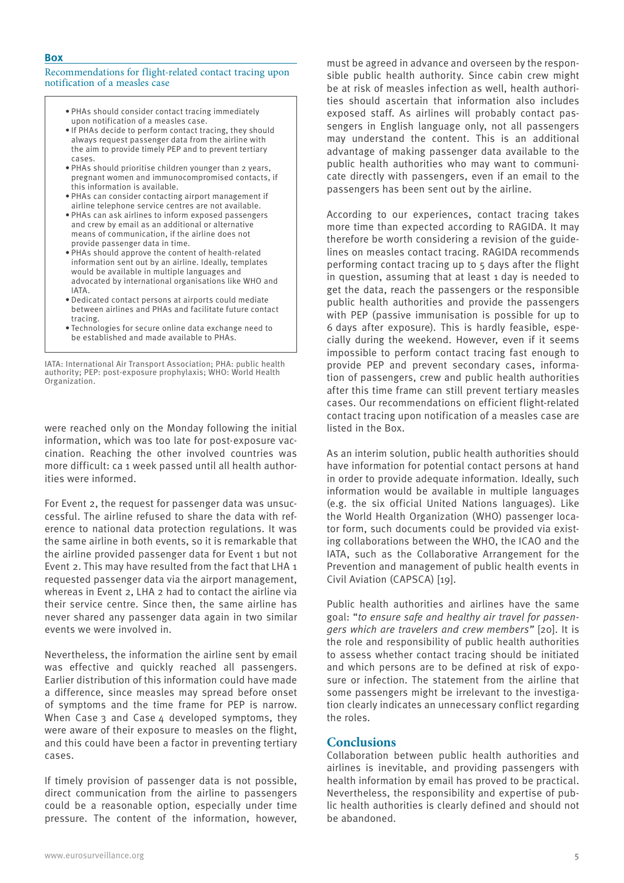**Box**

Recommendations for flight-related contact tracing upon notification of a measles case

- PHAs should consider contact tracing immediately upon notification of a measles case.
- If PHAs decide to perform contact tracing, they should always request passenger data from the airline with the aim to provide timely PEP and to prevent tertiary cases.
- PHAs should prioritise children younger than 2 years, pregnant women and immunocompromised contacts, if this information is available.
- PHAs can consider contacting airport management if airline telephone service centres are not available.
- PHAs can ask airlines to inform exposed passengers and crew by email as an additional or alternative means of communication, if the airline does not provide passenger data in time.
- PHAs should approve the content of health-related information sent out by an airline. Ideally, templates would be available in multiple languages and advocated by international organisations like WHO and IATA.
- Dedicated contact persons at airports could mediate between airlines and PHAs and facilitate future contact tracing.
- Technologies for secure online data exchange need to be established and made available to PHAs.

IATA: International Air Transport Association; PHA: public health authority; PEP: post-exposure prophylaxis; WHO: World Health Organization.

were reached only on the Monday following the initial information, which was too late for post-exposure vaccination. Reaching the other involved countries was more difficult: ca 1 week passed until all health authorities were informed.

For Event 2, the request for passenger data was unsuccessful. The airline refused to share the data with reference to national data protection regulations. It was the same airline in both events, so it is remarkable that the airline provided passenger data for Event 1 but not Event 2. This may have resulted from the fact that LHA 1 requested passenger data via the airport management, whereas in Event 2, LHA 2 had to contact the airline via their service centre. Since then, the same airline has never shared any passenger data again in two similar events we were involved in.

Nevertheless, the information the airline sent by email was effective and quickly reached all passengers. Earlier distribution of this information could have made a difference, since measles may spread before onset of symptoms and the time frame for PEP is narrow. When Case 3 and Case 4 developed symptoms, they were aware of their exposure to measles on the flight, and this could have been a factor in preventing tertiary cases.

If timely provision of passenger data is not possible, direct communication from the airline to passengers could be a reasonable option, especially under time pressure. The content of the information, however, must be agreed in advance and overseen by the responsible public health authority. Since cabin crew might be at risk of measles infection as well, health authorities should ascertain that information also includes exposed staff. As airlines will probably contact passengers in English language only, not all passengers may understand the content. This is an additional advantage of making passenger data available to the public health authorities who may want to communicate directly with passengers, even if an email to the passengers has been sent out by the airline.

According to our experiences, contact tracing takes more time than expected according to RAGIDA. It may therefore be worth considering a revision of the guidelines on measles contact tracing. RAGIDA recommends performing contact tracing up to 5 days after the flight in question, assuming that at least 1 day is needed to get the data, reach the passengers or the responsible public health authorities and provide the passengers with PEP (passive immunisation is possible for up to 6 days after exposure). This is hardly feasible, especially during the weekend. However, even if it seems impossible to perform contact tracing fast enough to provide PEP and prevent secondary cases, information of passengers, crew and public health authorities after this time frame can still prevent tertiary measles cases. Our recommendations on efficient flight-related contact tracing upon notification of a measles case are listed in the Box.

As an interim solution, public health authorities should have information for potential contact persons at hand in order to provide adequate information. Ideally, such information would be available in multiple languages (e.g. the six official United Nations languages). Like the World Health Organization (WHO) passenger locator form, such documents could be provided via existing collaborations between the WHO, the ICAO and the IATA, such as the Collaborative Arrangement for the Prevention and management of public health events in Civil Aviation (CAPSCA) [19].

Public health authorities and airlines have the same goal: "*to ensure safe and healthy air travel for passengers which are travelers and crew members*" [20]. It is the role and responsibility of public health authorities to assess whether contact tracing should be initiated and which persons are to be defined at risk of exposure or infection. The statement from the airline that some passengers might be irrelevant to the investigation clearly indicates an unnecessary conflict regarding the roles.

## Conclusions

Collaboration between public health authorities and airlines is inevitable, and providing passengers with health information by email has proved to be practical. Nevertheless, the responsibility and expertise of public health authorities is clearly defined and should not be abandoned.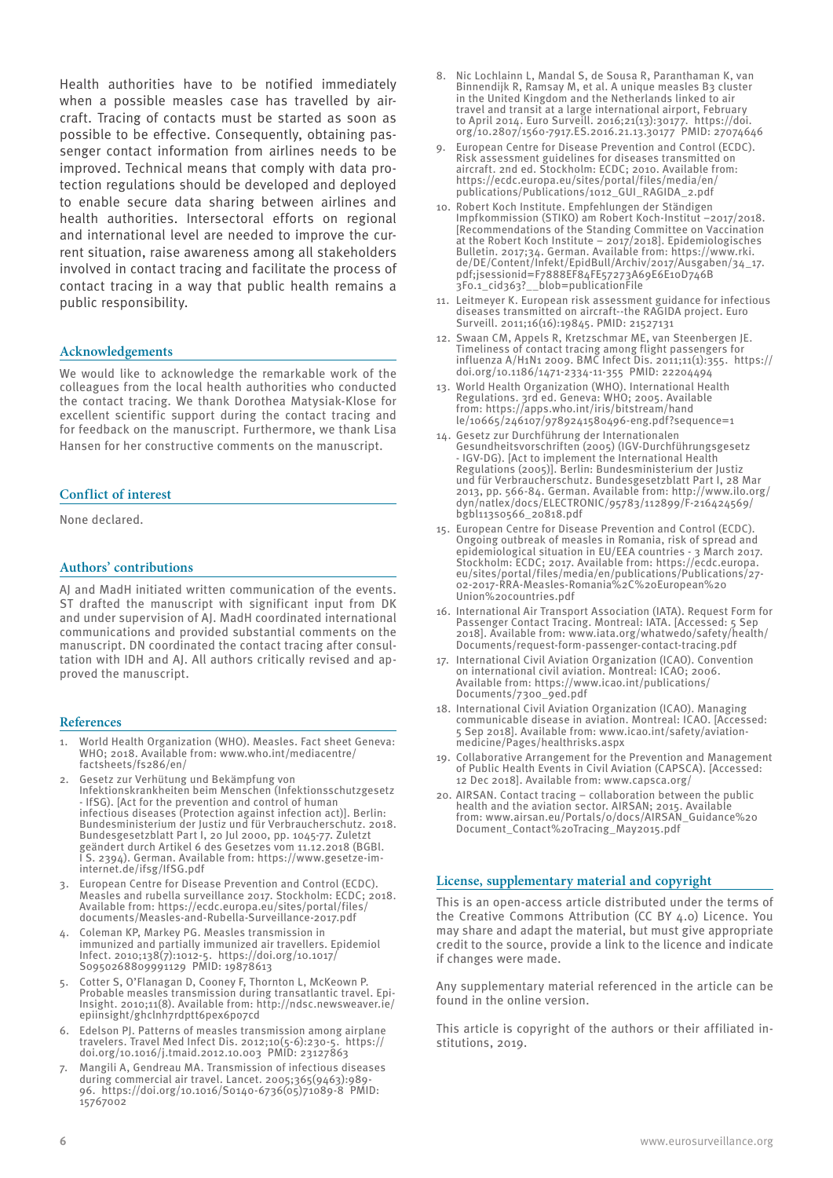Health authorities have to be notified immediately when a possible measles case has travelled by aircraft. Tracing of contacts must be started as soon as possible to be effective. Consequently, obtaining passenger contact information from airlines needs to be improved. Technical means that comply with data protection regulations should be developed and deployed to enable secure data sharing between airlines and health authorities. Intersectoral efforts on regional and international level are needed to improve the current situation, raise awareness among all stakeholders involved in contact tracing and facilitate the process of contact tracing in a way that public health remains a public responsibility.

## Acknowledgements

We would like to acknowledge the remarkable work of the colleagues from the local health authorities who conducted the contact tracing. We thank Dorothea Matysiak-Klose for excellent scientific support during the contact tracing and for feedback on the manuscript. Furthermore, we thank Lisa Hansen for her constructive comments on the manuscript.

## Conflict of interest

None declared.

## Authors' contributions

AJ and MadH initiated written communication of the events. ST drafted the manuscript with significant input from DK and under supervision of AJ. MadH coordinated international communications and provided substantial comments on the manuscript. DN coordinated the contact tracing after consultation with IDH and AJ. All authors critically revised and approved the manuscript.

## References

1. World Health Organization (WHO). Measles. Fact sheet Geneva: WHO; 2018. Available from: www.who.int/mediacentre/factsheets/fs286/en/
2. Gesetz zur Verhütung und Bekämpfung von Infektionskrankheiten beim Menschen (Infektionsschutzgesetz - IfSG). [Act for the prevention and control of human infectious diseases (Protection against infection act)]. Berlin: Bundesministerium der Justiz und für Verbraucherschutz. 2018. Bundesgesetzblatt Part I, 20 Jul 2000, pp. 1045-77. Zuletzt geändert durch Artikel 6 des Gesetzes vom 11.12.2018 (BGBl. I S. 2394). German. Available from: https://www.gesetze-im-internet.de/ifsg/IfSG.pdf
3. European Centre for Disease Prevention and Control (ECDC). Measles and rubella surveillance 2017. Stockholm: ECDC; 2018. Available from: https://ecdc.europa.eu/sites/portal/files/documents/Measles-and-Rubella-Surveillance-2017.pdf
4. Coleman KP, Markey PG. Measles transmission in immunized and partially immunized air travellers. Epidemiol Infect. 2010;138(7):1012-5. https://doi.org/10.1017/S0950268809991129 PMID: 19878613
5. Cotter S, O'Flanagan D, Cooney F, Thornton L, McKeown P. Probable measles transmission during transatlantic travel. Epi-Insight. 2010;11(8). Available from: http://ndsc.newsweaver.ie/epiinsight/ghclnh7rdptt6pex6po7cd
6. Edelson PJ. Patterns of measles transmission among airplane travelers. Travel Med Infect Dis. 2012;10(5-6):230-5. https://doi.org/10.1016/j.tmaid.2012.10.003 PMID: 23127863
7. Mangili A, Gendreau MA. Transmission of infectious diseases during commercial air travel. Lancet. 2005;365(9463):989-96. https://doi.org/10.1016/S0140-6736(05)71089-8 PMID: 15767002
8. Nic Lochlainn L, Mandal S, de Sousa R, Paranthaman K, van Binnendijk R, Ramsay M, et al. A unique measles B3 cluster in the United Kingdom and the Netherlands linked to air travel and transit at a large international airport, February to April 2014. Euro Surveill. 2016;21(13):30177. https://doi.org/10.2807/1560-7917.ES.2016.21.13.30177 PMID: 27074646
9. European Centre for Disease Prevention and Control (ECDC). Risk assessment guidelines for diseases transmitted on aircraft. 2nd ed. Stockholm: ECDC; 2010. Available from: https://ecdc.europa.eu/sites/portal/files/media/en/publications/Publications/1012_GUI_RAGIDA_2.pdf
10. Robert Koch Institute. Empfehlungen der Ständigen Impfkommission (STIKO) am Robert Koch-Institut –2017/2018. [Recommendations of the Standing Committee on Vaccination at the Robert Koch Institute – 2017/2018]. Epidemiologisches Bulletin. 2017;34. German. Available from: https://www.rki.de/DE/Content/Infekt/EpidBull/Archiv/2017/Ausgaben/34_17.pdf;jsessionid=F7888EF84FE57273A69E6E10D746B3F0.1_cid363?__blob=publicationFile
11. Leitmeyer K. European risk assessment guidance for infectious diseases transmitted on aircraft--the RAGIDA project. Euro Surveill. 2011;16(16):19845. PMID: 21527131
12. Swaan CM, Appels R, Kretzschmar ME, van Steenbergen JE. Timeliness of contact tracing among flight passengers for influenza A/H1N1 2009. BMC Infect Dis. 2011;11(1):355. https://doi.org/10.1186/1471-2334-11-355 PMID: 22204494
13. World Health Organization (WHO). International Health Regulations. 3rd ed. Geneva: WHO; 2005. Available from: https://apps.who.int/iris/bitstream/handle/10665/246107/9789241580496-eng.pdf?sequence=1
14. Gesetz zur Durchführung der Internationalen Gesundheitsvorschriften (2005) (IGV-Durchführungsgesetz - IGV-DG). [Act to implement the International Health Regulations (2005)]. Berlin: Bundesministerium der Justiz und für Verbraucherschutz. Bundesgesetzblatt Part I, 28 Mar 2013, pp. 566-84. German. Available from: http://www.ilo.org/dyn/natlex/docs/ELECTRONIC/95783/112899/F-216424569/bgbl113s0566_20818.pdf
15. European Centre for Disease Prevention and Control (ECDC). Ongoing outbreak of measles in Romania, risk of spread and epidemiological situation in EU/EEA countries - 3 March 2017. Stockholm: ECDC; 2017. Available from: https://ecdc.europa.eu/sites/portal/files/media/en/publications/Publications/27-02-2017-RRA-Measles-Romania%2C%20European%20Union%20countries.pdf
16. International Air Transport Association (IATA). Request Form for Passenger Contact Tracing. Montreal: IATA. [Accessed: 5 Sep 2018]. Available from: www.iata.org/whatwedo/safety/health/Documents/request-form-passenger-contact-tracing.pdf
17. International Civil Aviation Organization (ICAO). Convention on international civil aviation. Montreal: ICAO; 2006. Available from: https://www.icao.int/publications/Documents/7300_9ed.pdf
18. International Civil Aviation Organization (ICAO). Managing communicable disease in aviation. Montreal: ICAO. [Accessed: 5 Sep 2018]. Available from: www.icao.int/safety/aviation-medicine/Pages/healthrisks.aspx
19. Collaborative Arrangement for the Prevention and Management of Public Health Events in Civil Aviation (CAPSCA). [Accessed: 12 Dec 2018]. Available from: www.capsca.org/
20. AIRSAN. Contact tracing – collaboration between the public health and the aviation sector. AIRSAN; 2015. Available from: www.airsan.eu/Portals/0/docs/AIRSAN_Guidance%20Document_Contact%20Tracing_May2015.pdf

## License, supplementary material and copyright

This is an open-access article distributed under the terms of the Creative Commons Attribution (CC BY 4.0) Licence. You may share and adapt the material, but must give appropriate credit to the source, provide a link to the licence and indicate if changes were made.

Any supplementary material referenced in the article can be found in the online version.

This article is copyright of the authors or their affiliated institutions, 2019.